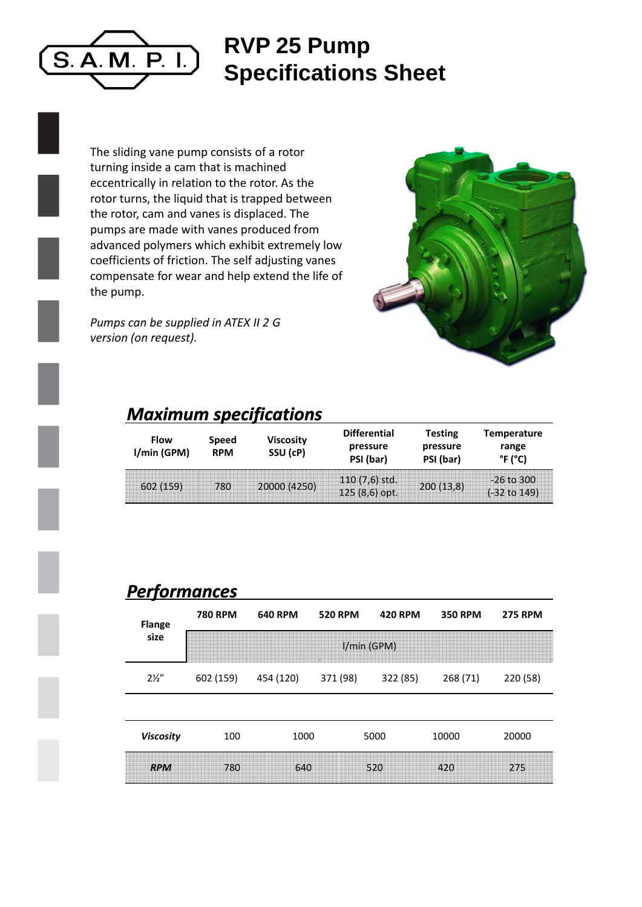# RVP 25 Pump Specifications Sheet

The sliding vane pump consists of a rotor turning inside a cam that is machined eccentrically in relation to the rotor. As the rotor turns, the liquid that is trapped between the rotor, cam and vanes is displaced. The pumps are made with vanes produced from advanced polymers which exhibit extremely low coefficients of friction. The self adjusting vanes compensate for wear and help extend the life of the pump.

*Pumps can be supplied in ATEX II 2 G version (on request).*

## *Maximum specifications*

| Flow l/min (GPM) | Speed RPM | Viscosity SSU (cP) | Differential pressure PSI (bar) | Testing pressure PSI (bar) | Temperature range °F (°C) |
|---|---|---|---|---|---|
| 602 (159) | 780 | 20000 (4250) | 110 (7,6) std.<br>125 (8,6) opt. | 200 (13,8) | -26 to 300<br>(-32 to 149) |

## *Performances*

| Flange size | 780 RPM | 640 RPM | 520 RPM | 420 RPM | 350 RPM | 275 RPM |
|---|---|---|---|---|---|---|
| | l/min (GPM) | | | | | |
| 2½" | 602 (159) | 454 (120) | 371 (98) | 322 (85) | 268 (71) | 220 (58) |

| *Viscosity* | 100 | 1000 | 5000 | 10000 | 20000 |
|---|---|---|---|---|---|
| ***RPM*** | 780 | 640 | 520 | 420 | 275 |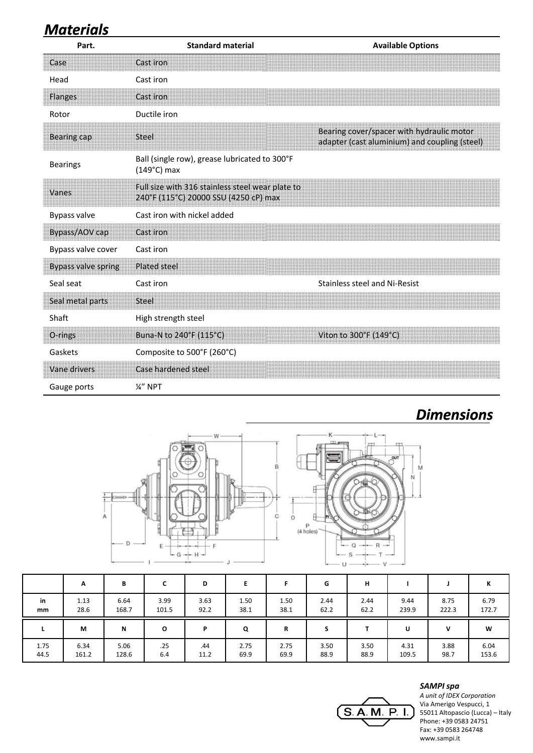## *Materials*

| Part. | Standard material | Available Options |
|---|---|---|
| Case | Cast iron | |
| Head | Cast iron | |
| Flanges | Cast iron | |
| Rotor | Ductile iron | |
| Bearing cap | Steel | Bearing cover/spacer with hydraulic motor adapter (cast aluminium) and coupling (steel) |
| Bearings | Ball (single row), grease lubricated to 300°F (149°C) max | |
| Vanes | Full size with 316 stainless steel wear plate to 240°F (115°C) 20000 SSU (4250 cP) max | |
| Bypass valve | Cast iron with nickel added | |
| Bypass/AOV cap | Cast iron | |
| Bypass valve cover | Cast iron | |
| Bypass valve spring | Plated steel | |
| Seal seat | Cast iron | Stainless steel and Ni-Resist |
| Seal metal parts | Steel | |
| Shaft | High strength steel | |
| O-rings | Buna-N to 240°F (115°C) | Viton to 300°F (149°C) |
| Gaskets | Composite to 500°F (260°C) | |
| Vane drivers | Case hardened steel | |
| Gauge ports | ¼" NPT | |

## *Dimensions*

W
B
A
C
D
E
F
G
H
I
J
K
L
OUT
M
N
IN
O
P
(4 holes)
Q
R
S
T
U
V

| | A | B | C | D | E | F | G | H | I | J | K |
|---|---|---|---|---|---|---|---|---|---|---|---|
| in | 1.13 | 6.64 | 3.99 | 3.63 | 1.50 | 1.50 | 2.44 | 2.44 | 9.44 | 8.75 | 6.79 |
| mm | 28.6 | 168.7 | 101.5 | 92.2 | 38.1 | 38.1 | 62.2 | 62.2 | 239.9 | 222.3 | 172.7 |

| L | M | N | O | P | Q | R | S | T | U | V | W |
|---|---|---|---|---|---|---|---|---|---|---|---|
| 1.75 | 6.34 | 5.06 | .25 | .44 | 2.75 | 2.75 | 3.50 | 3.50 | 4.31 | 3.88 | 6.04 |
| 44.5 | 161.2 | 128.6 | 6.4 | 11.2 | 69.9 | 69.9 | 88.9 | 88.9 | 109.5 | 98.7 | 153.6 |

S. A. M. P. I.

***SAMPI spa***
*A unit of IDEX Corporation*
Via Amerigo Vespucci, 1
55011 Altopascio (Lucca) – Italy
Phone: +39 0583 24751
Fax: +39 0583 264748
www.sampi.it